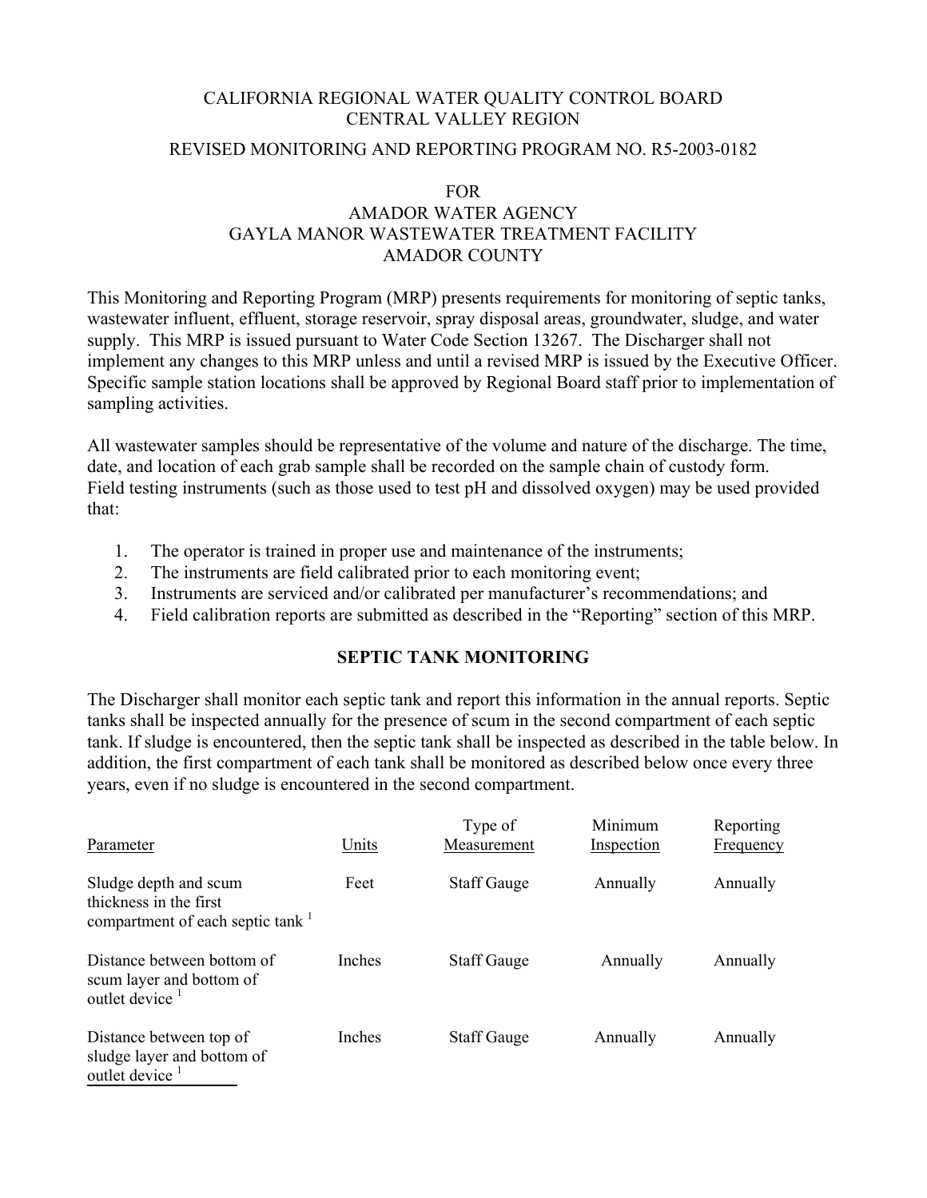CALIFORNIA REGIONAL WATER QUALITY CONTROL BOARD
CENTRAL VALLEY REGION

REVISED MONITORING AND REPORTING PROGRAM NO. R5-2003-0182

FOR
AMADOR WATER AGENCY
GAYLA MANOR WASTEWATER TREATMENT FACILITY
AMADOR COUNTY

This Monitoring and Reporting Program (MRP) presents requirements for monitoring of septic tanks, wastewater influent, effluent, storage reservoir, spray disposal areas, groundwater, sludge, and water supply. This MRP is issued pursuant to Water Code Section 13267. The Discharger shall not implement any changes to this MRP unless and until a revised MRP is issued by the Executive Officer. Specific sample station locations shall be approved by Regional Board staff prior to implementation of sampling activities.

All wastewater samples should be representative of the volume and nature of the discharge. The time, date, and location of each grab sample shall be recorded on the sample chain of custody form. Field testing instruments (such as those used to test pH and dissolved oxygen) may be used provided that:

1. The operator is trained in proper use and maintenance of the instruments;
2. The instruments are field calibrated prior to each monitoring event;
3. Instruments are serviced and/or calibrated per manufacturer's recommendations; and
4. Field calibration reports are submitted as described in the "Reporting" section of this MRP.

## SEPTIC TANK MONITORING

The Discharger shall monitor each septic tank and report this information in the annual reports. Septic tanks shall be inspected annually for the presence of scum in the second compartment of each septic tank. If sludge is encountered, then the septic tank shall be inspected as described in the table below. In addition, the first compartment of each tank shall be monitored as described below once every three years, even if no sludge is encountered in the second compartment.

| Parameter | Units | Type of Measurement | Minimum Inspection | Reporting Frequency |
|---|---|---|---|---|
| Sludge depth and scum thickness in the first compartment of each septic tank [1] | Feet | Staff Gauge | Annually | Annually |
| Distance between bottom of scum layer and bottom of outlet device [1] | Inches | Staff Gauge | Annually | Annually |
| Distance between top of sludge layer and bottom of outlet device [1] | Inches | Staff Gauge | Annually | Annually |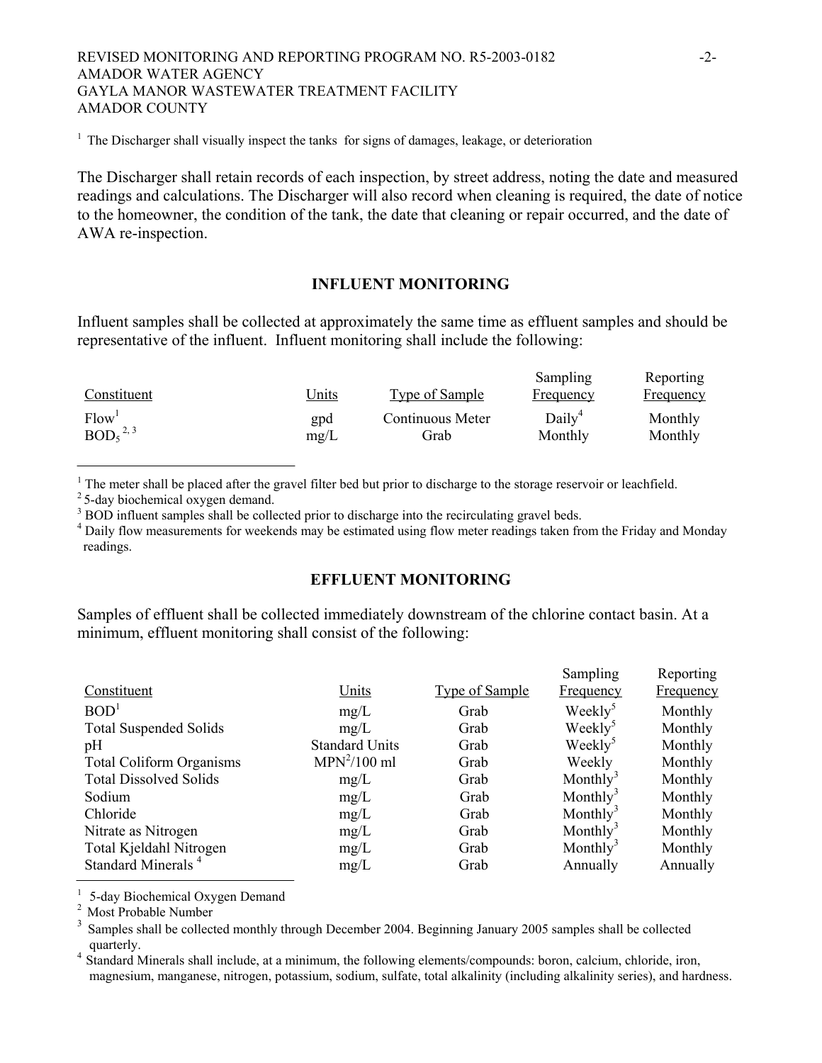[1] The Discharger shall visually inspect the tanks for signs of damages, leakage, or deterioration

The Discharger shall retain records of each inspection, by street address, noting the date and measured readings and calculations. The Discharger will also record when cleaning is required, the date of notice to the homeowner, the condition of the tank, the date that cleaning or repair occurred, and the date of AWA re-inspection.

## INFLUENT MONITORING

Influent samples shall be collected at approximately the same time as effluent samples and should be representative of the influent. Influent monitoring shall include the following:

| Constituent | Units | Type of Sample | Sampling Frequency | Reporting Frequency |
|---|---|---|---|---|
| Flow[1] | gpd | Continuous Meter | Daily[4] | Monthly |
| $BOD_5$ [2, 3] | mg/L | Grab | Monthly | Monthly |

[1] The meter shall be placed after the gravel filter bed but prior to discharge to the storage reservoir or leachfield.
[2] 5-day biochemical oxygen demand.
[3] BOD influent samples shall be collected prior to discharge into the recirculating gravel beds.
[4] Daily flow measurements for weekends may be estimated using flow meter readings taken from the Friday and Monday readings.

## EFFLUENT MONITORING

Samples of effluent shall be collected immediately downstream of the chlorine contact basin. At a minimum, effluent monitoring shall consist of the following:

| Constituent | Units | Type of Sample | Sampling Frequency | Reporting Frequency |
|---|---|---|---|---|
| BOD[1] | mg/L | Grab | Weekly[5] | Monthly |
| Total Suspended Solids | mg/L | Grab | Weekly[5] | Monthly |
| pH | Standard Units | Grab | Weekly[5] | Monthly |
| Total Coliform Organisms | MPN[2]/100 ml | Grab | Weekly | Monthly |
| Total Dissolved Solids | mg/L | Grab | Monthly[3] | Monthly |
| Sodium | mg/L | Grab | Monthly[3] | Monthly |
| Chloride | mg/L | Grab | Monthly[3] | Monthly |
| Nitrate as Nitrogen | mg/L | Grab | Monthly[3] | Monthly |
| Total Kjeldahl Nitrogen | mg/L | Grab | Monthly[3] | Monthly |
| Standard Minerals [4] | mg/L | Grab | Annually | Annually |

[1] 5-day Biochemical Oxygen Demand
[2] Most Probable Number
[3] Samples shall be collected monthly through December 2004. Beginning January 2005 samples shall be collected quarterly.
[4] Standard Minerals shall include, at a minimum, the following elements/compounds: boron, calcium, chloride, iron, magnesium, manganese, nitrogen, potassium, sodium, sulfate, total alkalinity (including alkalinity series), and hardness.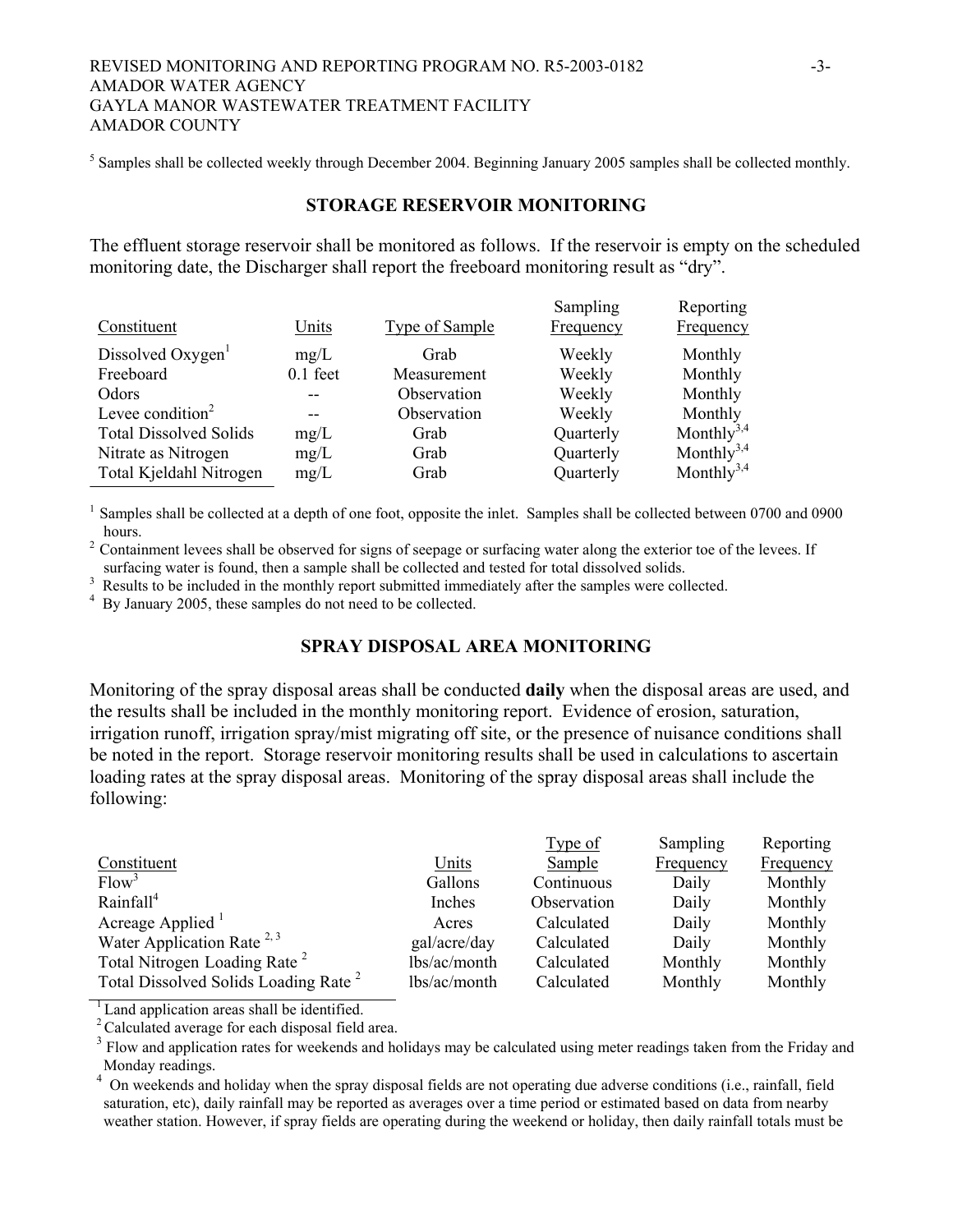[5] Samples shall be collected weekly through December 2004. Beginning January 2005 samples shall be collected monthly.

## STORAGE RESERVOIR MONITORING

The effluent storage reservoir shall be monitored as follows. If the reservoir is empty on the scheduled monitoring date, the Discharger shall report the freeboard monitoring result as "dry".

| Constituent | Units | Type of Sample | Sampling Frequency | Reporting Frequency |
|---|---|---|---|---|
| Dissolved Oxygen[1] | mg/L | Grab | Weekly | Monthly |
| Freeboard | 0.1 feet | Measurement | Weekly | Monthly |
| Odors | -- | Observation | Weekly | Monthly |
| Levee condition[2] | -- | Observation | Weekly | Monthly |
| Total Dissolved Solids | mg/L | Grab | Quarterly | Monthly[3,4] |
| Nitrate as Nitrogen | mg/L | Grab | Quarterly | Monthly[3,4] |
| Total Kjeldahl Nitrogen | mg/L | Grab | Quarterly | Monthly[3,4] |

[1] Samples shall be collected at a depth of one foot, opposite the inlet. Samples shall be collected between 0700 and 0900 hours.

[2] Containment levees shall be observed for signs of seepage or surfacing water along the exterior toe of the levees. If surfacing water is found, then a sample shall be collected and tested for total dissolved solids.

[3] Results to be included in the monthly report submitted immediately after the samples were collected.

[4] By January 2005, these samples do not need to be collected.

## SPRAY DISPOSAL AREA MONITORING

Monitoring of the spray disposal areas shall be conducted **daily** when the disposal areas are used, and the results shall be included in the monthly monitoring report. Evidence of erosion, saturation, irrigation runoff, irrigation spray/mist migrating off site, or the presence of nuisance conditions shall be noted in the report. Storage reservoir monitoring results shall be used in calculations to ascertain loading rates at the spray disposal areas. Monitoring of the spray disposal areas shall include the following:

| Constituent | Units | Type of Sample | Sampling Frequency | Reporting Frequency |
|---|---|---|---|---|
| Flow[3] | Gallons | Continuous | Daily | Monthly |
| Rainfall[4] | Inches | Observation | Daily | Monthly |
| Acreage Applied [1] | Acres | Calculated | Daily | Monthly |
| Water Application Rate [2, 3] | gal/acre/day | Calculated | Daily | Monthly |
| Total Nitrogen Loading Rate [2] | lbs/ac/month | Calculated | Monthly | Monthly |
| Total Dissolved Solids Loading Rate [2] | lbs/ac/month | Calculated | Monthly | Monthly |

[1] Land application areas shall be identified.

[2] Calculated average for each disposal field area.

[3] Flow and application rates for weekends and holidays may be calculated using meter readings taken from the Friday and Monday readings.

[4] On weekends and holiday when the spray disposal fields are not operating due adverse conditions (i.e., rainfall, field saturation, etc), daily rainfall may be reported as averages over a time period or estimated based on data from nearby weather station. However, if spray fields are operating during the weekend or holiday, then daily rainfall totals must be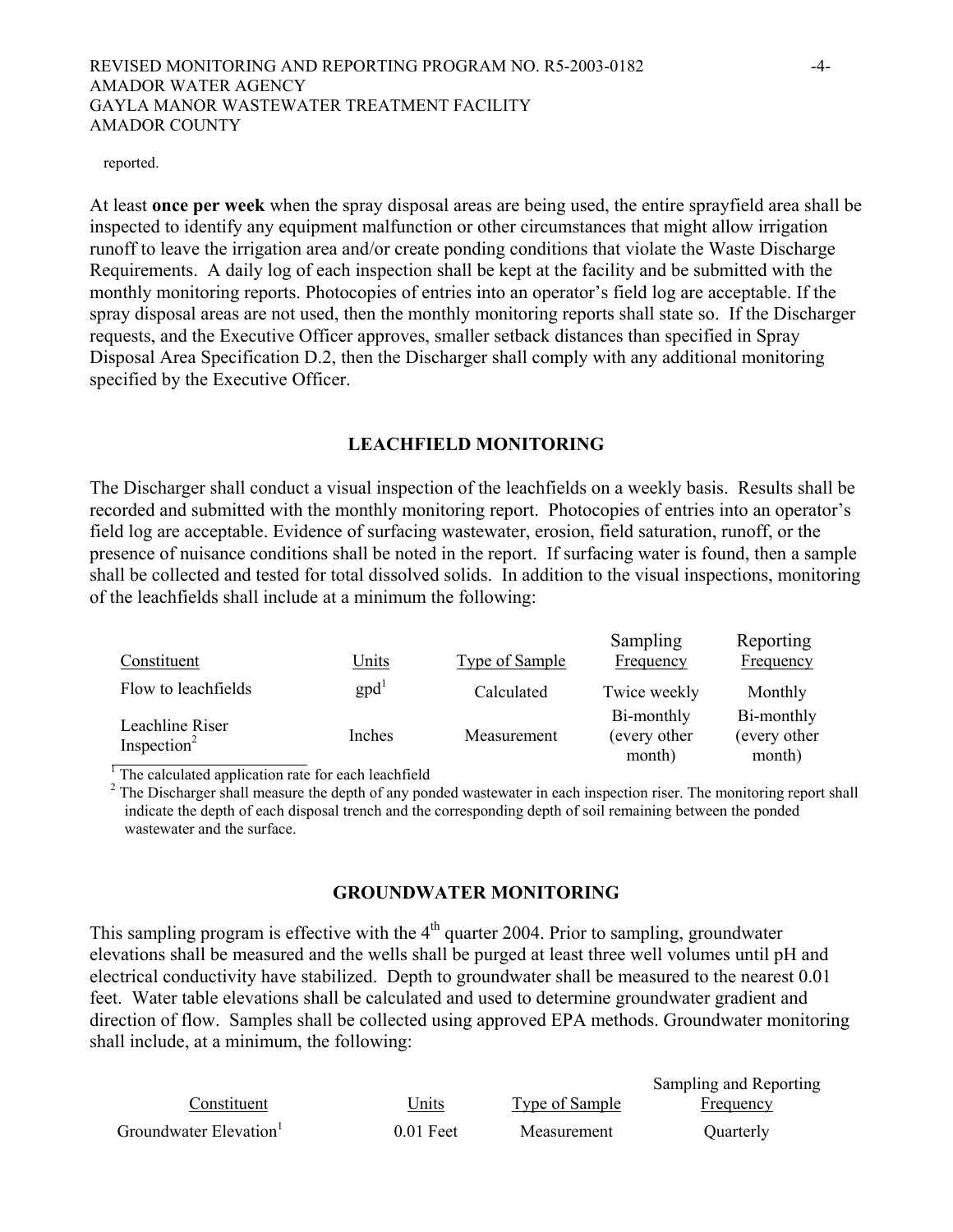reported.

At least **once per week** when the spray disposal areas are being used, the entire sprayfield area shall be inspected to identify any equipment malfunction or other circumstances that might allow irrigation runoff to leave the irrigation area and/or create ponding conditions that violate the Waste Discharge Requirements. A daily log of each inspection shall be kept at the facility and be submitted with the monthly monitoring reports. Photocopies of entries into an operator's field log are acceptable. If the spray disposal areas are not used, then the monthly monitoring reports shall state so. If the Discharger requests, and the Executive Officer approves, smaller setback distances than specified in Spray Disposal Area Specification D.2, then the Discharger shall comply with any additional monitoring specified by the Executive Officer.

## LEACHFIELD MONITORING

The Discharger shall conduct a visual inspection of the leachfields on a weekly basis. Results shall be recorded and submitted with the monthly monitoring report. Photocopies of entries into an operator's field log are acceptable. Evidence of surfacing wastewater, erosion, field saturation, runoff, or the presence of nuisance conditions shall be noted in the report. If surfacing water is found, then a sample shall be collected and tested for total dissolved solids. In addition to the visual inspections, monitoring of the leachfields shall include at a minimum the following:

| Constituent | Units | Type of Sample | Sampling Frequency | Reporting Frequency |
|---|---|---|---|---|
| Flow to leachfields | gpd[1] | Calculated | Twice weekly | Monthly |
| Leachline Riser Inspection[2] | Inches | Measurement | Bi-monthly (every other month) | Bi-monthly (every other month) |

[1] The calculated application rate for each leachfield

[2] The Discharger shall measure the depth of any ponded wastewater in each inspection riser. The monitoring report shall indicate the depth of each disposal trench and the corresponding depth of soil remaining between the ponded wastewater and the surface.

## GROUNDWATER MONITORING

This sampling program is effective with the 4th quarter 2004. Prior to sampling, groundwater elevations shall be measured and the wells shall be purged at least three well volumes until pH and electrical conductivity have stabilized. Depth to groundwater shall be measured to the nearest 0.01 feet. Water table elevations shall be calculated and used to determine groundwater gradient and direction of flow. Samples shall be collected using approved EPA methods. Groundwater monitoring shall include, at a minimum, the following:

| Constituent | Units | Type of Sample | Sampling and Reporting Frequency |
|---|---|---|---|
| Groundwater Elevation[1] | 0.01 Feet | Measurement | Quarterly |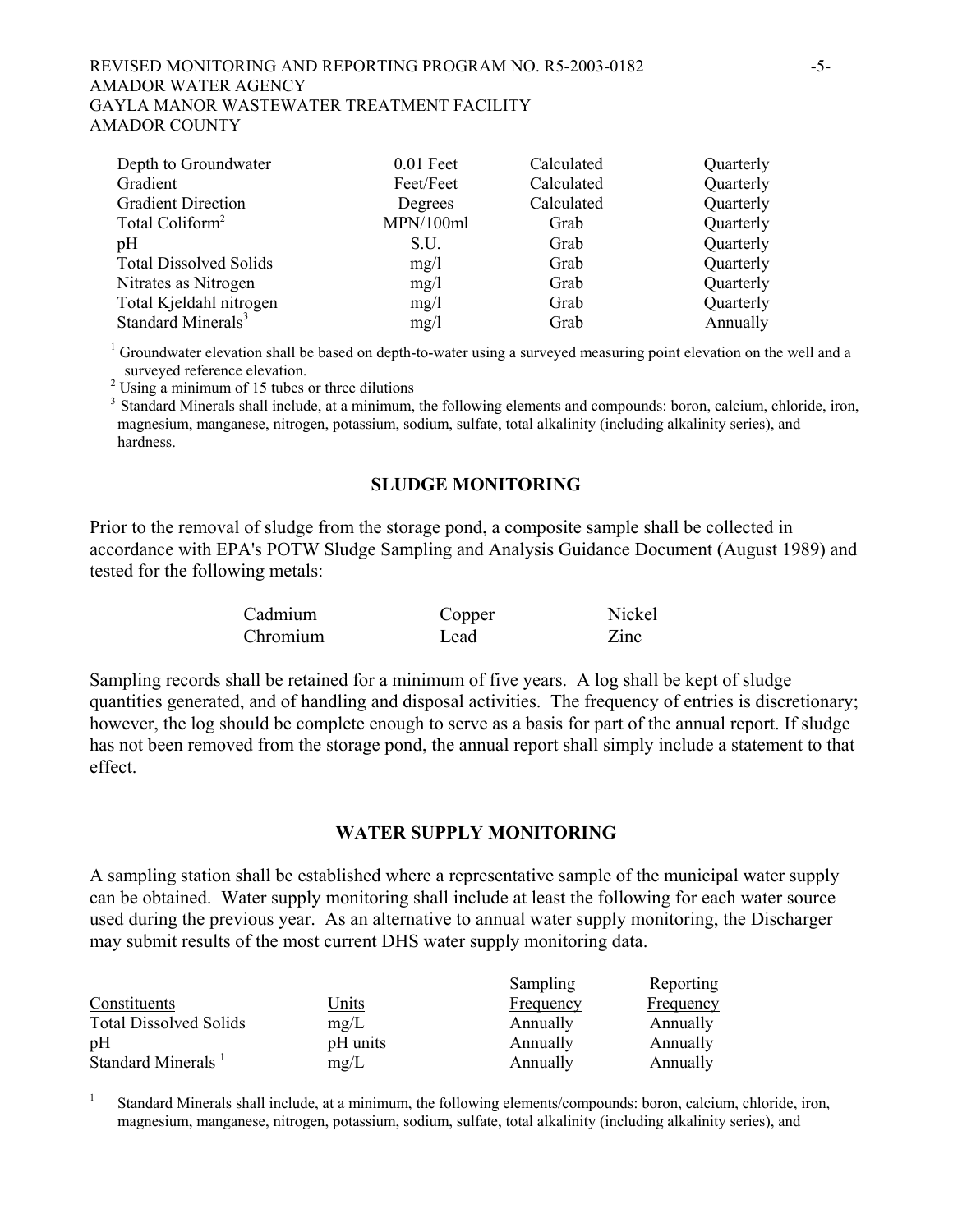| | | | |
|---|---|---|---|
| Depth to Groundwater | 0.01 Feet | Calculated | Quarterly |
| Gradient | Feet/Feet | Calculated | Quarterly |
| Gradient Direction | Degrees | Calculated | Quarterly |
| Total Coliform[2] | MPN/100ml | Grab | Quarterly |
| pH | S.U. | Grab | Quarterly |
| Total Dissolved Solids | mg/l | Grab | Quarterly |
| Nitrates as Nitrogen | mg/l | Grab | Quarterly |
| Total Kjeldahl nitrogen | mg/l | Grab | Quarterly |
| Standard Minerals[3] | mg/l | Grab | Annually |

[1] Groundwater elevation shall be based on depth-to-water using a surveyed measuring point elevation on the well and a surveyed reference elevation.

[2] Using a minimum of 15 tubes or three dilutions

[3] Standard Minerals shall include, at a minimum, the following elements and compounds: boron, calcium, chloride, iron, magnesium, manganese, nitrogen, potassium, sodium, sulfate, total alkalinity (including alkalinity series), and hardness.

## SLUDGE MONITORING

Prior to the removal of sludge from the storage pond, a composite sample shall be collected in accordance with EPA's POTW Sludge Sampling and Analysis Guidance Document (August 1989) and tested for the following metals:

| | | |
|---|---|---|
| Cadmium | Copper | Nickel |
| Chromium | Lead | Zinc |

Sampling records shall be retained for a minimum of five years. A log shall be kept of sludge quantities generated, and of handling and disposal activities. The frequency of entries is discretionary; however, the log should be complete enough to serve as a basis for part of the annual report. If sludge has not been removed from the storage pond, the annual report shall simply include a statement to that effect.

## WATER SUPPLY MONITORING

A sampling station shall be established where a representative sample of the municipal water supply can be obtained. Water supply monitoring shall include at least the following for each water source used during the previous year. As an alternative to annual water supply monitoring, the Discharger may submit results of the most current DHS water supply monitoring data.

| Constituents | Units | Sampling Frequency | Reporting Frequency |
|---|---|---|---|
| Total Dissolved Solids | mg/L | Annually | Annually |
| pH | pH units | Annually | Annually |
| Standard Minerals [1] | mg/L | Annually | Annually |

[1] Standard Minerals shall include, at a minimum, the following elements/compounds: boron, calcium, chloride, iron, magnesium, manganese, nitrogen, potassium, sodium, sulfate, total alkalinity (including alkalinity series), and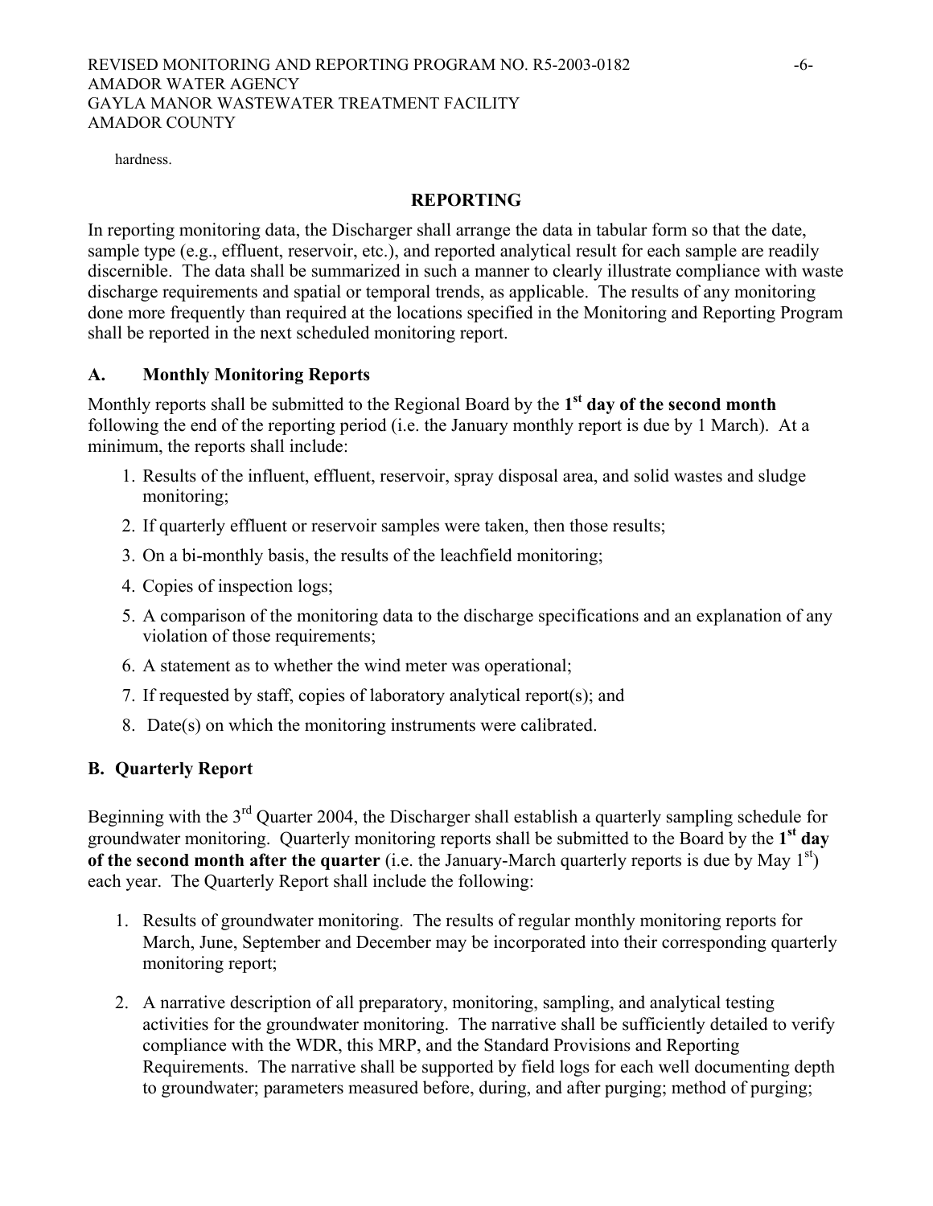hardness.

## REPORTING

In reporting monitoring data, the Discharger shall arrange the data in tabular form so that the date, sample type (e.g., effluent, reservoir, etc.), and reported analytical result for each sample are readily discernible. The data shall be summarized in such a manner to clearly illustrate compliance with waste discharge requirements and spatial or temporal trends, as applicable. The results of any monitoring done more frequently than required at the locations specified in the Monitoring and Reporting Program shall be reported in the next scheduled monitoring report.

### A. Monthly Monitoring Reports

Monthly reports shall be submitted to the Regional Board by the **1st day of the second month** following the end of the reporting period (i.e. the January monthly report is due by 1 March). At a minimum, the reports shall include:

1. Results of the influent, effluent, reservoir, spray disposal area, and solid wastes and sludge monitoring;
2. If quarterly effluent or reservoir samples were taken, then those results;
3. On a bi-monthly basis, the results of the leachfield monitoring;
4. Copies of inspection logs;
5. A comparison of the monitoring data to the discharge specifications and an explanation of any violation of those requirements;
6. A statement as to whether the wind meter was operational;
7. If requested by staff, copies of laboratory analytical report(s); and
8. Date(s) on which the monitoring instruments were calibrated.

### B. Quarterly Report

Beginning with the 3rd Quarter 2004, the Discharger shall establish a quarterly sampling schedule for groundwater monitoring. Quarterly monitoring reports shall be submitted to the Board by the **1st day of the second month after the quarter** (i.e. the January-March quarterly reports is due by May 1st) each year. The Quarterly Report shall include the following:

1. Results of groundwater monitoring. The results of regular monthly monitoring reports for March, June, September and December may be incorporated into their corresponding quarterly monitoring report;
2. A narrative description of all preparatory, monitoring, sampling, and analytical testing activities for the groundwater monitoring. The narrative shall be sufficiently detailed to verify compliance with the WDR, this MRP, and the Standard Provisions and Reporting Requirements. The narrative shall be supported by field logs for each well documenting depth to groundwater; parameters measured before, during, and after purging; method of purging;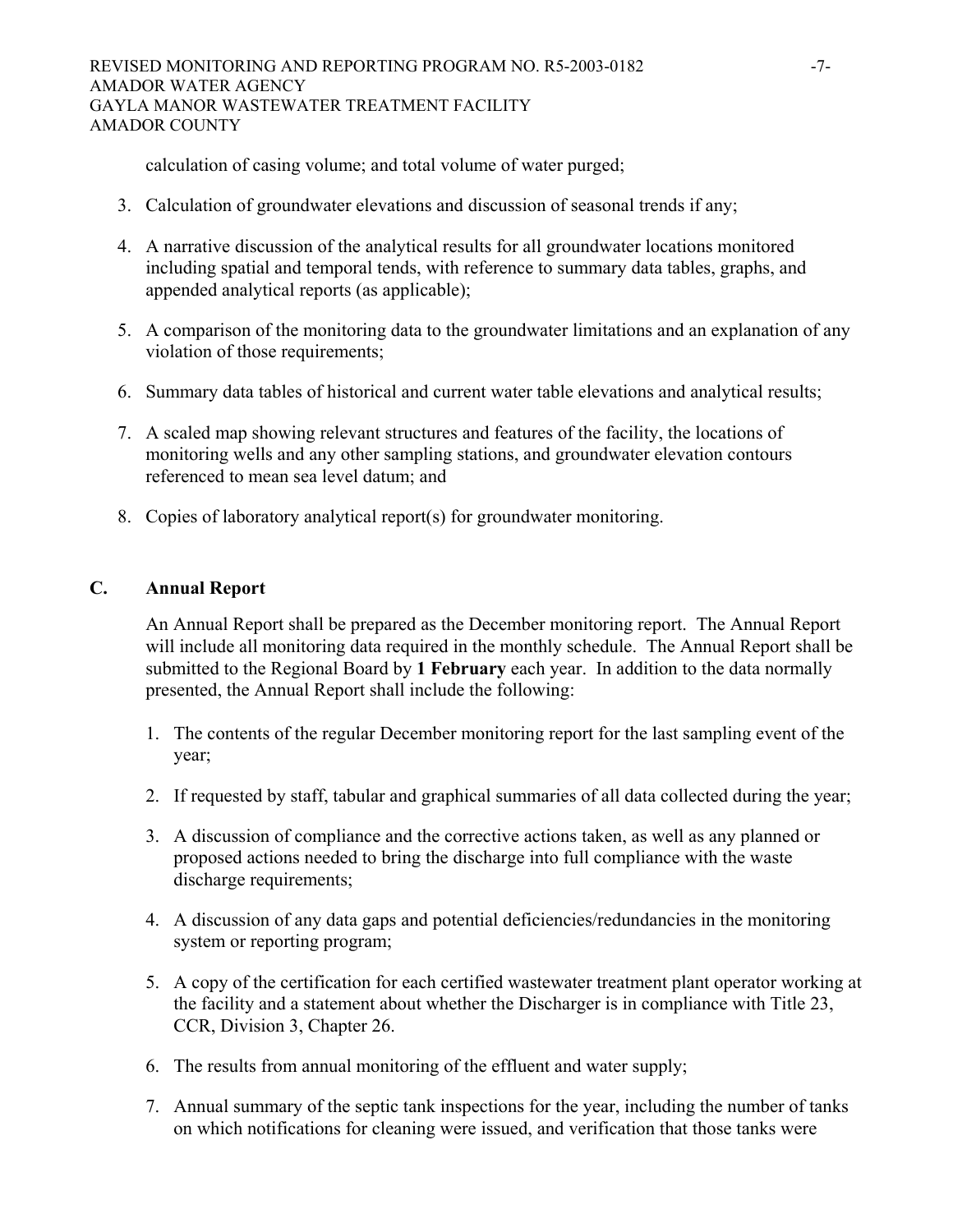calculation of casing volume; and total volume of water purged;

3. Calculation of groundwater elevations and discussion of seasonal trends if any;

4. A narrative discussion of the analytical results for all groundwater locations monitored including spatial and temporal tends, with reference to summary data tables, graphs, and appended analytical reports (as applicable);

5. A comparison of the monitoring data to the groundwater limitations and an explanation of any violation of those requirements;

6. Summary data tables of historical and current water table elevations and analytical results;

7. A scaled map showing relevant structures and features of the facility, the locations of monitoring wells and any other sampling stations, and groundwater elevation contours referenced to mean sea level datum; and

8. Copies of laboratory analytical report(s) for groundwater monitoring.

## C. Annual Report

An Annual Report shall be prepared as the December monitoring report. The Annual Report will include all monitoring data required in the monthly schedule. The Annual Report shall be submitted to the Regional Board by **1 February** each year. In addition to the data normally presented, the Annual Report shall include the following:

1. The contents of the regular December monitoring report for the last sampling event of the year;

2. If requested by staff, tabular and graphical summaries of all data collected during the year;

3. A discussion of compliance and the corrective actions taken, as well as any planned or proposed actions needed to bring the discharge into full compliance with the waste discharge requirements;

4. A discussion of any data gaps and potential deficiencies/redundancies in the monitoring system or reporting program;

5. A copy of the certification for each certified wastewater treatment plant operator working at the facility and a statement about whether the Discharger is in compliance with Title 23, CCR, Division 3, Chapter 26.

6. The results from annual monitoring of the effluent and water supply;

7. Annual summary of the septic tank inspections for the year, including the number of tanks on which notifications for cleaning were issued, and verification that those tanks were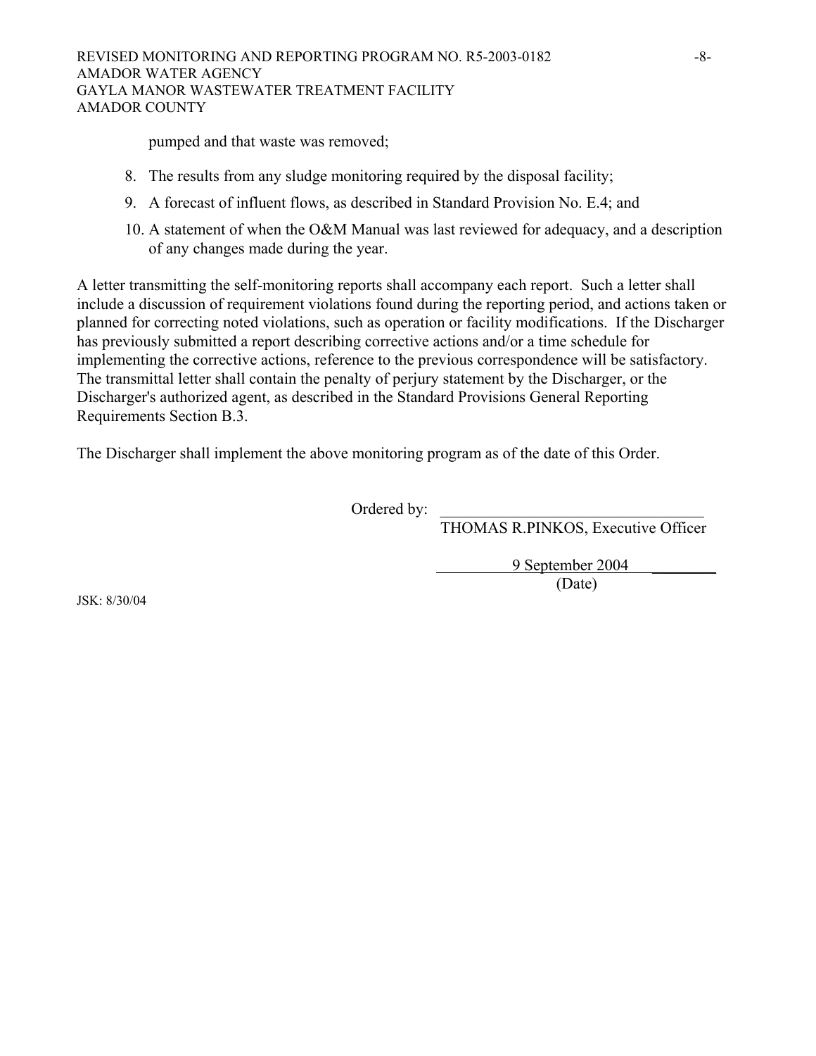pumped and that waste was removed;

8. The results from any sludge monitoring required by the disposal facility;
9. A forecast of influent flows, as described in Standard Provision No. E.4; and
10. A statement of when the O&M Manual was last reviewed for adequacy, and a description of any changes made during the year.

A letter transmitting the self-monitoring reports shall accompany each report. Such a letter shall include a discussion of requirement violations found during the reporting period, and actions taken or planned for correcting noted violations, such as operation or facility modifications. If the Discharger has previously submitted a report describing corrective actions and/or a time schedule for implementing the corrective actions, reference to the previous correspondence will be satisfactory. The transmittal letter shall contain the penalty of perjury statement by the Discharger, or the Discharger's authorized agent, as described in the Standard Provisions General Reporting Requirements Section B.3.

The Discharger shall implement the above monitoring program as of the date of this Order.

Ordered by: ________________________________
THOMAS R.PINKOS, Executive Officer

9 September 2004
(Date)

JSK: 8/30/04